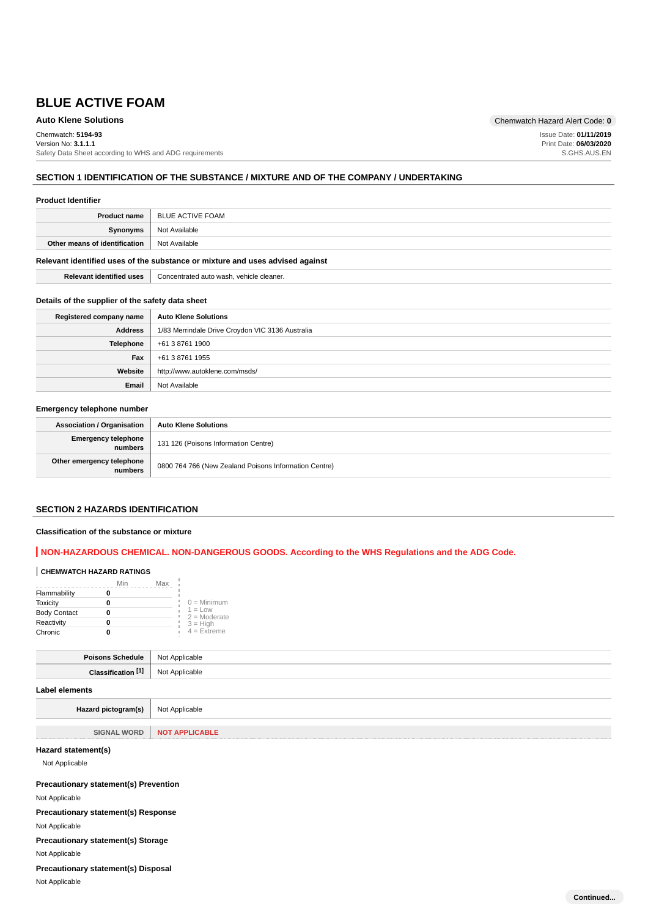# BLUE ACTIVE FOAM

**Auto Klene Solutions**

Chemwatch Hazard Alert Code: **0**

Chemwatch: **5194-93**
Version No: **3.1.1.1**
Safety Data Sheet according to WHS and ADG requirements

Issue Date: **01/11/2019**
Print Date: **06/03/2020**
S.GHS.AUS.EN

## SECTION 1 IDENTIFICATION OF THE SUBSTANCE / MIXTURE AND OF THE COMPANY / UNDERTAKING

### Product Identifier

| | |
|---|---|
| **Product name** | BLUE ACTIVE FOAM |
| **Synonyms** | Not Available |
| **Other means of identification** | Not Available |

### Relevant identified uses of the substance or mixture and uses advised against

| | |
|---|---|
| **Relevant identified uses** | Concentrated auto wash, vehicle cleaner. |

### Details of the supplier of the safety data sheet

| | |
|---|---|
| **Registered company name** | **Auto Klene Solutions** |
| **Address** | 1/83 Merrindale Drive Croydon VIC 3136 Australia |
| **Telephone** | +61 3 8761 1900 |
| **Fax** | +61 3 8761 1955 |
| **Website** | http://www.autoklene.com/msds/ |
| **Email** | Not Available |

### Emergency telephone number

| | |
|---|---|
| **Association / Organisation** | **Auto Klene Solutions** |
| **Emergency telephone numbers** | 131 126 (Poisons Information Centre) |
| **Other emergency telephone numbers** | 0800 764 766 (New Zealand Poisons Information Centre) |

## SECTION 2 HAZARDS IDENTIFICATION

### Classification of the substance or mixture

**NON-HAZARDOUS CHEMICAL. NON-DANGEROUS GOODS. According to the WHS Regulations and the ADG Code.**

**CHEMWATCH HAZARD RATINGS**

| | Min | Max |
|---|---|---|
| Flammability | 0 | |
| Toxicity | 0 | |
| Body Contact | 0 | |
| Reactivity | 0 | |
| Chronic | 0 | |

0 = Minimum
1 = Low
2 = Moderate
3 = High
4 = Extreme

| | |
|---|---|
| **Poisons Schedule** | Not Applicable |
| **Classification [1]** | Not Applicable |

### Label elements

| | |
|---|---|
| **Hazard pictogram(s)** | Not Applicable |
| SIGNAL WORD | **NOT APPLICABLE** |

### Hazard statement(s)

Not Applicable

### Precautionary statement(s) Prevention

Not Applicable

### Precautionary statement(s) Response

Not Applicable

### Precautionary statement(s) Storage

Not Applicable

### Precautionary statement(s) Disposal

Not Applicable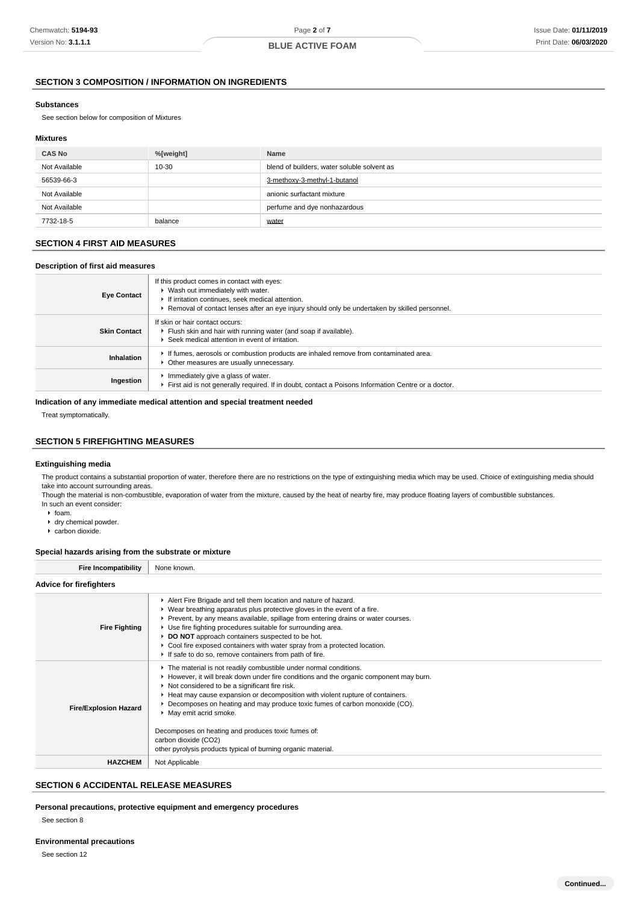## SECTION 3 COMPOSITION / INFORMATION ON INGREDIENTS

### Substances

See section below for composition of Mixtures

### Mixtures

| CAS No | %[weight] | Name |
|---|---|---|
| Not Available | 10-30 | blend of builders, water soluble solvent as |
| 56539-66-3 | | 3-methoxy-3-methyl-1-butanol |
| Not Available | | anionic surfactant mixture |
| Not Available | | perfume and dye nonhazardous |
| 7732-18-5 | balance | water |

## SECTION 4 FIRST AID MEASURES

### Description of first aid measures

| | |
|---|---|
| **Eye Contact** | If this product comes in contact with eyes:<br>▸ Wash out immediately with water.<br>▸ If irritation continues, seek medical attention.<br>▸ Removal of contact lenses after an eye injury should only be undertaken by skilled personnel. |
| **Skin Contact** | If skin or hair contact occurs:<br>▸ Flush skin and hair with running water (and soap if available).<br>▸ Seek medical attention in event of irritation. |
| **Inhalation** | ▸ If fumes, aerosols or combustion products are inhaled remove from contaminated area.<br>▸ Other measures are usually unnecessary. |
| **Ingestion** | ▸ Immediately give a glass of water.<br>▸ First aid is not generally required. If in doubt, contact a Poisons Information Centre or a doctor. |

### Indication of any immediate medical attention and special treatment needed

Treat symptomatically.

## SECTION 5 FIREFIGHTING MEASURES

### Extinguishing media

The product contains a substantial proportion of water, therefore there are no restrictions on the type of extinguishing media which may be used. Choice of extinguishing media should take into account surrounding areas.
Though the material is non-combustible, evaporation of water from the mixture, caused by the heat of nearby fire, may produce floating layers of combustible substances.
In such an event consider:

- foam.
- dry chemical powder.
- carbon dioxide.

### Special hazards arising from the substrate or mixture

| | |
|---|---|
| **Fire Incompatibility** | None known. |

### Advice for firefighters

| | |
|---|---|
| **Fire Fighting** | ▸ Alert Fire Brigade and tell them location and nature of hazard.<br>▸ Wear breathing apparatus plus protective gloves in the event of a fire.<br>▸ Prevent, by any means available, spillage from entering drains or water courses.<br>▸ Use fire fighting procedures suitable for surrounding area.<br>▸ **DO NOT** approach containers suspected to be hot.<br>▸ Cool fire exposed containers with water spray from a protected location.<br>▸ If safe to do so, remove containers from path of fire. |
| **Fire/Explosion Hazard** | ▸ The material is not readily combustible under normal conditions.<br>▸ However, it will break down under fire conditions and the organic component may burn.<br>▸ Not considered to be a significant fire risk.<br>▸ Heat may cause expansion or decomposition with violent rupture of containers.<br>▸ Decomposes on heating and may produce toxic fumes of carbon monoxide (CO).<br>▸ May emit acrid smoke.<br><br>Decomposes on heating and produces toxic fumes of:<br>carbon dioxide ($CO_2$)<br>other pyrolysis products typical of burning organic material. |
| **HAZCHEM** | Not Applicable |

## SECTION 6 ACCIDENTAL RELEASE MEASURES

### Personal precautions, protective equipment and emergency procedures

See section 8

### Environmental precautions

See section 12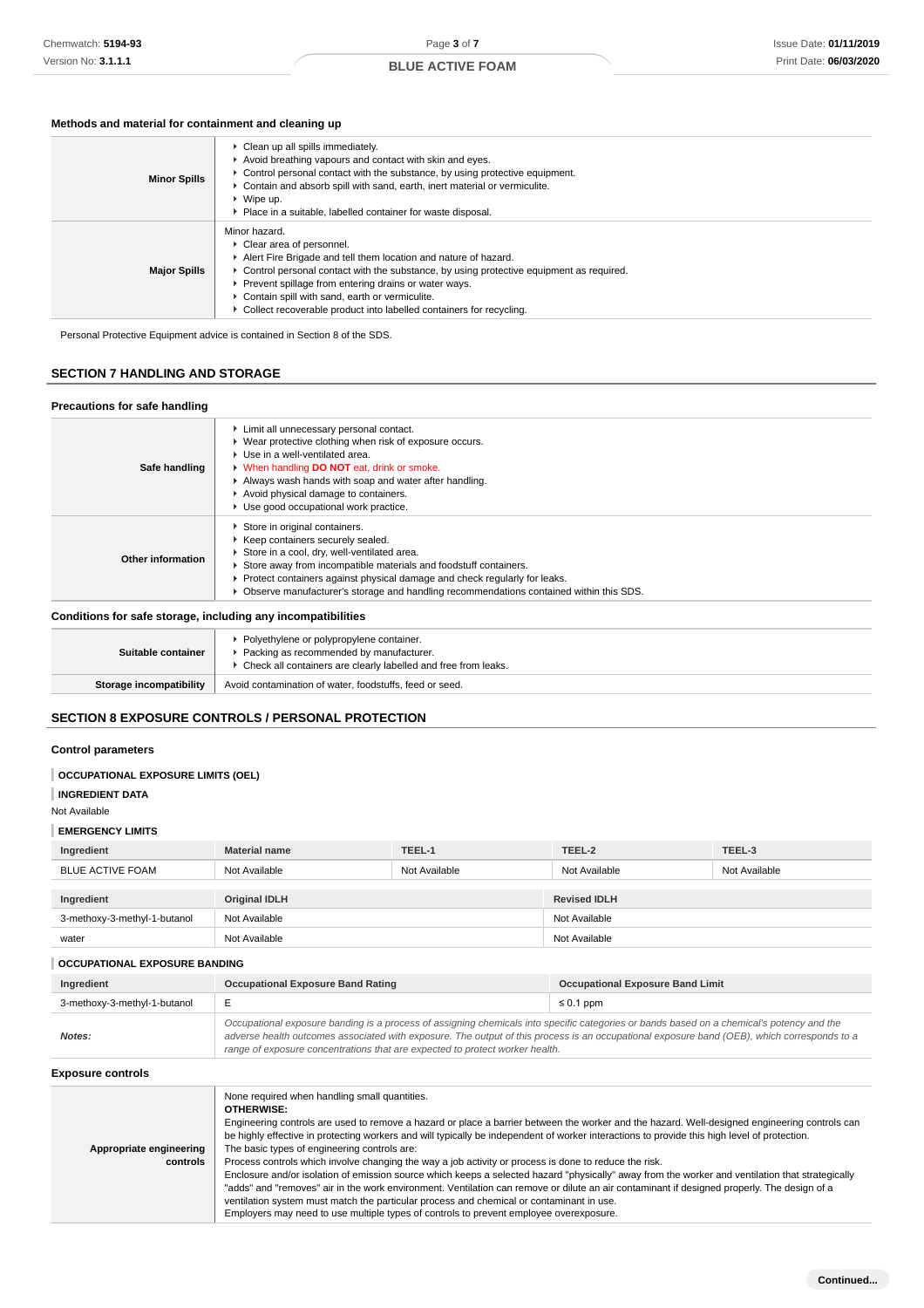### Methods and material for containment and cleaning up

| | |
|---|---|
| **Minor Spills** | ▸ Clean up all spills immediately.<br>▸ Avoid breathing vapours and contact with skin and eyes.<br>▸ Control personal contact with the substance, by using protective equipment.<br>▸ Contain and absorb spill with sand, earth, inert material or vermiculite.<br>▸ Wipe up.<br>▸ Place in a suitable, labelled container for waste disposal. |
| **Major Spills** | Minor hazard.<br>▸ Clear area of personnel.<br>▸ Alert Fire Brigade and tell them location and nature of hazard.<br>▸ Control personal contact with the substance, by using protective equipment as required.<br>▸ Prevent spillage from entering drains or water ways.<br>▸ Contain spill with sand, earth or vermiculite.<br>▸ Collect recoverable product into labelled containers for recycling. |

Personal Protective Equipment advice is contained in Section 8 of the SDS.

## SECTION 7 HANDLING AND STORAGE

### Precautions for safe handling

| | |
|---|---|
| **Safe handling** | ▸ Limit all unnecessary personal contact.<br>▸ Wear protective clothing when risk of exposure occurs.<br>▸ Use in a well-ventilated area.<br>▸ When handling **DO NOT** eat, drink or smoke.<br>▸ Always wash hands with soap and water after handling.<br>▸ Avoid physical damage to containers.<br>▸ Use good occupational work practice. |
| **Other information** | ▸ Store in original containers.<br>▸ Keep containers securely sealed.<br>▸ Store in a cool, dry, well-ventilated area.<br>▸ Store away from incompatible materials and foodstuff containers.<br>▸ Protect containers against physical damage and check regularly for leaks.<br>▸ Observe manufacturer's storage and handling recommendations contained within this SDS. |

### Conditions for safe storage, including any incompatibilities

| | |
|---|---|
| **Suitable container** | ▸ Polyethylene or polypropylene container.<br>▸ Packing as recommended by manufacturer.<br>▸ Check all containers are clearly labelled and free from leaks. |
| **Storage incompatibility** | Avoid contamination of water, foodstuffs, feed or seed. |

## SECTION 8 EXPOSURE CONTROLS / PERSONAL PROTECTION

### Control parameters

**OCCUPATIONAL EXPOSURE LIMITS (OEL)**

**INGREDIENT DATA**

Not Available

**EMERGENCY LIMITS**

| Ingredient | Material name | TEEL-1 | TEEL-2 | TEEL-3 |
|---|---|---|---|---|
| BLUE ACTIVE FOAM | Not Available | Not Available | Not Available | Not Available |

| Ingredient | Original IDLH | Revised IDLH |
|---|---|---|
| 3-methoxy-3-methyl-1-butanol | Not Available | Not Available |
| water | Not Available | Not Available |

**OCCUPATIONAL EXPOSURE BANDING**

| Ingredient | Occupational Exposure Band Rating | Occupational Exposure Band Limit |
|---|---|---|
| 3-methoxy-3-methyl-1-butanol | E | ≤ 0.1 ppm |
| ***Notes:*** | *Occupational exposure banding is a process of assigning chemicals into specific categories or bands based on a chemical's potency and the adverse health outcomes associated with exposure. The output of this process is an occupational exposure band (OEB), which corresponds to a range of exposure concentrations that are expected to protect worker health.* | |

### Exposure controls

| | |
|---|---|
| **Appropriate engineering controls** | None required when handling small quantities.<br>**OTHERWISE:**<br>Engineering controls are used to remove a hazard or place a barrier between the worker and the hazard. Well-designed engineering controls can be highly effective in protecting workers and will typically be independent of worker interactions to provide this high level of protection.<br>The basic types of engineering controls are:<br>Process controls which involve changing the way a job activity or process is done to reduce the risk.<br>Enclosure and/or isolation of emission source which keeps a selected hazard "physically" away from the worker and ventilation that strategically "adds" and "removes" air in the work environment. Ventilation can remove or dilute an air contaminant if designed properly. The design of a ventilation system must match the particular process and chemical or contaminant in use.<br>Employers may need to use multiple types of controls to prevent employee overexposure. |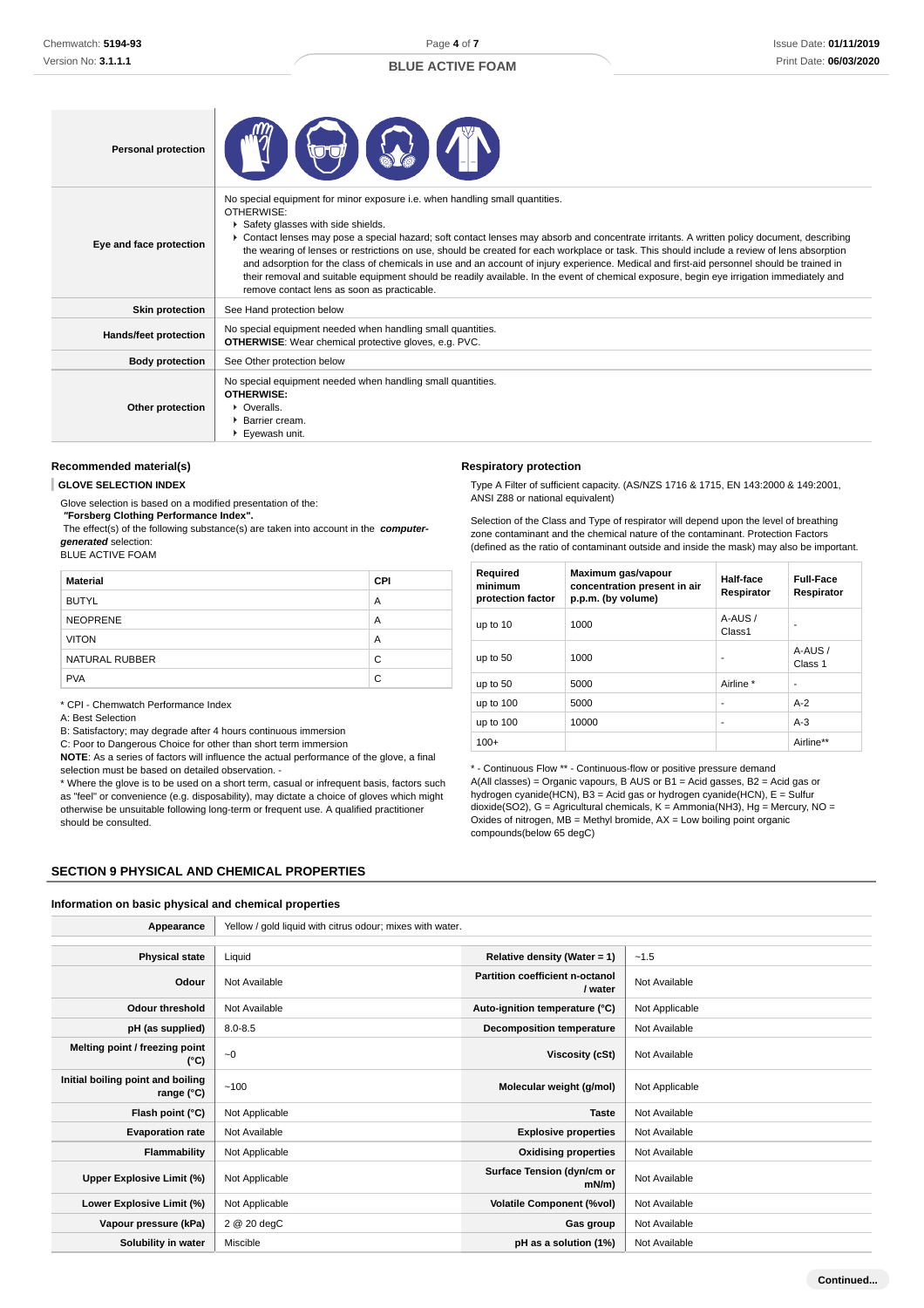| Personal protection | |
|---|---|
| Eye and face protection | No special equipment for minor exposure i.e. when handling small quantities.<br>OTHERWISE:<br>▸ Safety glasses with side shields.<br>▸ Contact lenses may pose a special hazard; soft contact lenses may absorb and concentrate irritants. A written policy document, describing the wearing of lenses or restrictions on use, should be created for each workplace or task. This should include a review of lens absorption and adsorption for the class of chemicals in use and an account of injury experience. Medical and first-aid personnel should be trained in their removal and suitable equipment should be readily available. In the event of chemical exposure, begin eye irrigation immediately and remove contact lens as soon as practicable. |
| Skin protection | See Hand protection below |
| Hands/feet protection | No special equipment needed when handling small quantities.<br>**OTHERWISE**: Wear chemical protective gloves, e.g. PVC. |
| Body protection | See Other protection below |
| Other protection | No special equipment needed when handling small quantities.<br>**OTHERWISE:**<br>▸ Overalls.<br>▸ Barrier cream.<br>▸ Eyewash unit. |

### Recommended material(s)

**GLOVE SELECTION INDEX**

Glove selection is based on a modified presentation of the:
**"Forsberg Clothing Performance Index".**
The effect(s) of the following substance(s) are taken into account in the ***computer-generated*** selection:
BLUE ACTIVE FOAM

| Material | CPI |
|---|---|
| BUTYL | A |
| NEOPRENE | A |
| VITON | A |
| NATURAL RUBBER | C |
| PVA | C |

* CPI - Chemwatch Performance Index
A: Best Selection
B: Satisfactory; may degrade after 4 hours continuous immersion
C: Poor to Dangerous Choice for other than short term immersion
**NOTE**: As a series of factors will influence the actual performance of the glove, a final selection must be based on detailed observation. -
* Where the glove is to be used on a short term, casual or infrequent basis, factors such as "feel" or convenience (e.g. disposability), may dictate a choice of gloves which might otherwise be unsuitable following long-term or frequent use. A qualified practitioner should be consulted.

### Respiratory protection

Type A Filter of sufficient capacity. (AS/NZS 1716 & 1715, EN 143:2000 & 149:2001, ANSI Z88 or national equivalent)

Selection of the Class and Type of respirator will depend upon the level of breathing zone contaminant and the chemical nature of the contaminant. Protection Factors (defined as the ratio of contaminant outside and inside the mask) may also be important.

| Required minimum protection factor | Maximum gas/vapour concentration present in air p.p.m. (by volume) | Half-face Respirator | Full-Face Respirator |
|---|---|---|---|
| up to 10 | 1000 | A-AUS / Class1 | - |
| up to 50 | 1000 | - | A-AUS / Class 1 |
| up to 50 | 5000 | Airline * | - |
| up to 100 | 5000 | - | A-2 |
| up to 100 | 10000 | - | A-3 |
| 100+ | | | Airline** |

* - Continuous Flow ** - Continuous-flow or positive pressure demand
A(All classes) = Organic vapours, B AUS or B1 = Acid gasses, B2 = Acid gas or hydrogen cyanide(HCN), B3 = Acid gas or hydrogen cyanide(HCN), E = Sulfur dioxide(SO2), G = Agricultural chemicals, K = Ammonia(NH3), Hg = Mercury, NO = Oxides of nitrogen, MB = Methyl bromide, AX = Low boiling point organic compounds(below 65 degC)

## SECTION 9 PHYSICAL AND CHEMICAL PROPERTIES

### Information on basic physical and chemical properties

| Appearance | Yellow / gold liquid with citrus odour; mixes with water. | | |
|---|---|---|---|
| Physical state | Liquid | Relative density (Water = 1) | ~1.5 |
| Odour | Not Available | Partition coefficient n-octanol / water | Not Available |
| Odour threshold | Not Available | Auto-ignition temperature (°C) | Not Applicable |
| pH (as supplied) | 8.0-8.5 | Decomposition temperature | Not Available |
| Melting point / freezing point (°C) | ~0 | Viscosity (cSt) | Not Available |
| Initial boiling point and boiling range (°C) | ~100 | Molecular weight (g/mol) | Not Applicable |
| Flash point (°C) | Not Applicable | Taste | Not Available |
| Evaporation rate | Not Available | Explosive properties | Not Available |
| Flammability | Not Applicable | Oxidising properties | Not Available |
| Upper Explosive Limit (%) | Not Applicable | Surface Tension (dyn/cm or mN/m) | Not Available |
| Lower Explosive Limit (%) | Not Applicable | Volatile Component (%vol) | Not Available |
| Vapour pressure (kPa) | 2 @ 20 degC | Gas group | Not Available |
| Solubility in water | Miscible | pH as a solution (1%) | Not Available |

Continued...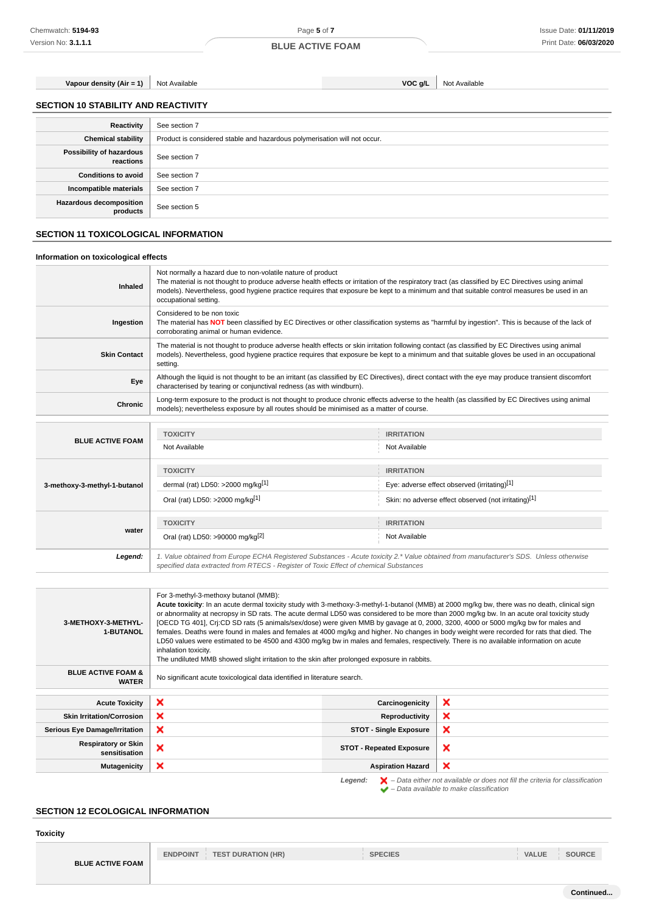| Vapour density (Air = 1) | Not Available | VOC g/L | Not Available |
|---|---|---|---|

## SECTION 10 STABILITY AND REACTIVITY

| | |
|---|---|
| Reactivity | See section 7 |
| Chemical stability | Product is considered stable and hazardous polymerisation will not occur. |
| Possibility of hazardous reactions | See section 7 |
| Conditions to avoid | See section 7 |
| Incompatible materials | See section 7 |
| Hazardous decomposition products | See section 5 |

## SECTION 11 TOXICOLOGICAL INFORMATION

### Information on toxicological effects

| | |
|---|---|
| Inhaled | Not normally a hazard due to non-volatile nature of product<br>The material is not thought to produce adverse health effects or irritation of the respiratory tract (as classified by EC Directives using animal models). Nevertheless, good hygiene practice requires that exposure be kept to a minimum and that suitable control measures be used in an occupational setting. |
| Ingestion | Considered to be non toxic<br>The material has **NOT** been classified by EC Directives or other classification systems as "harmful by ingestion". This is because of the lack of corroborating animal or human evidence. |
| Skin Contact | The material is not thought to produce adverse health effects or skin irritation following contact (as classified by EC Directives using animal models). Nevertheless, good hygiene practice requires that exposure be kept to a minimum and that suitable gloves be used in an occupational setting. |
| Eye | Although the liquid is not thought to be an irritant (as classified by EC Directives), direct contact with the eye may produce transient discomfort characterised by tearing or conjunctival redness (as with windburn). |
| Chronic | Long-term exposure to the product is not thought to produce chronic effects adverse to the health (as classified by EC Directives using animal models); nevertheless exposure by all routes should be minimised as a matter of course. |

| | TOXICITY | IRRITATION |
|---|---|---|
| BLUE ACTIVE FOAM | Not Available | Not Available |
| 3-methoxy-3-methyl-1-butanol | dermal (rat) LD50: >2000 mg/kg[1] | Eye: adverse effect observed (irritating)[1] |
| | Oral (rat) LD50: >2000 mg/kg[1] | Skin: no adverse effect observed (not irritating)[1] |
| water | Oral (rat) LD50: >90000 mg/kg[2] | Not Available |
| *Legend:* | *1. Value obtained from Europe ECHA Registered Substances - Acute toxicity 2.* Value obtained from manufacturer's SDS. Unless otherwise specified data extracted from RTECS - Register of Toxic Effect of chemical Substances* | |

| | |
|---|---|
| 3-METHOXY-3-METHYL-1-BUTANOL | For 3-methyl-3-methoxy butanol (MMB):<br>**Acute toxicity**: In an acute dermal toxicity study with 3-methoxy-3-methyl-1-butanol (MMB) at 2000 mg/kg bw, there was no death, clinical sign or abnormality at necropsy in SD rats. The acute dermal LD50 was considered to be more than 2000 mg/kg bw. In an acute oral toxicity study [OECD TG 401], Crj:CD SD rats (5 animals/sex/dose) were given MMB by gavage at 0, 2000, 3200, 4000 or 5000 mg/kg bw for males and females. Deaths were found in males and females at 4000 mg/kg and higher. No changes in body weight were recorded for rats that died. The LD50 values were estimated to be 4500 and 4300 mg/kg bw in males and females, respectively. There is no available information on acute inhalation toxicity.<br>The undiluted MMB showed slight irritation to the skin after prolonged exposure in rabbits. |
| BLUE ACTIVE FOAM & WATER | No significant acute toxicological data identified in literature search. |

| | | | |
|---|---|---|---|
| Acute Toxicity | ❌ | Carcinogenicity | ❌ |
| Skin Irritation/Corrosion | ❌ | Reproductivity | ❌ |
| Serious Eye Damage/Irritation | ❌ | STOT - Single Exposure | ❌ |
| Respiratory or Skin sensitisation | ❌ | STOT - Repeated Exposure | ❌ |
| Mutagenicity | ❌ | Aspiration Hazard | ❌ |

*Legend:* ❌ *– Data either not available or does not fill the criteria for classification*
✔ *– Data available to make classification*

## SECTION 12 ECOLOGICAL INFORMATION

### Toxicity

| | ENDPOINT | TEST DURATION (HR) | SPECIES | VALUE | SOURCE |
|---|---|---|---|---|---|
| BLUE ACTIVE FOAM | | | | | |

Continued...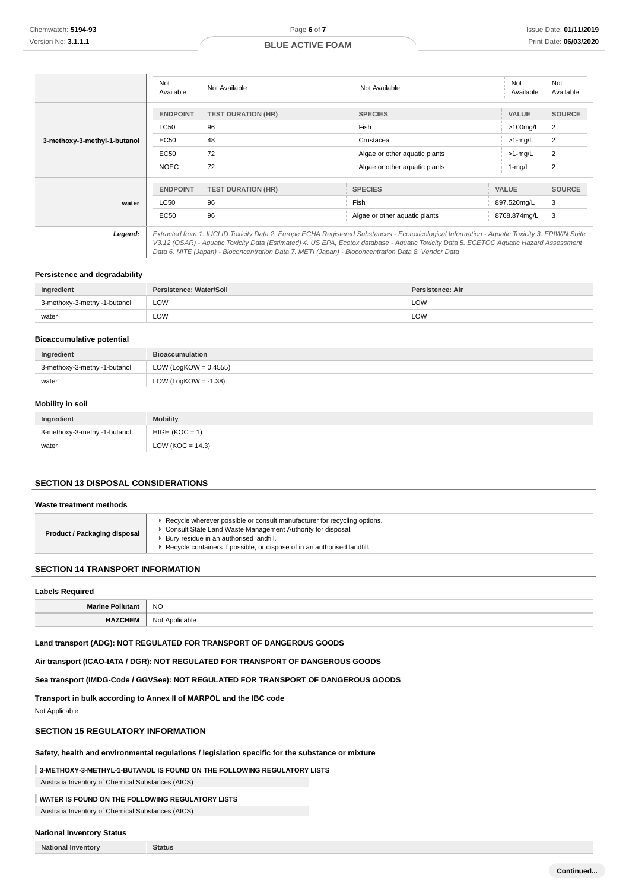| | Not Available | Not Available | Not Available | Not Available | Not Available |
|---|---|---|---|---|---|
| **3-methoxy-3-methyl-1-butanol** | **ENDPOINT** | **TEST DURATION (HR)** | **SPECIES** | **VALUE** | **SOURCE** |
| | LC50 | 96 | Fish | >100mg/L | 2 |
| | EC50 | 48 | Crustacea | >1-mg/L | 2 |
| | EC50 | 72 | Algae or other aquatic plants | >1-mg/L | 2 |
| | NOEC | 72 | Algae or other aquatic plants | 1-mg/L | 2 |
| **water** | **ENDPOINT** | **TEST DURATION (HR)** | **SPECIES** | **VALUE** | **SOURCE** |
| | LC50 | 96 | Fish | 897.520mg/L | 3 |
| | EC50 | 96 | Algae or other aquatic plants | 8768.874mg/L | 3 |
| ***Legend:*** | *Extracted from 1. IUCLID Toxicity Data 2. Europe ECHA Registered Substances - Ecotoxicological Information - Aquatic Toxicity 3. EPIWIN Suite V3.12 (QSAR) - Aquatic Toxicity Data (Estimated) 4. US EPA, Ecotox database - Aquatic Toxicity Data 5. ECETOC Aquatic Hazard Assessment Data 6. NITE (Japan) - Bioconcentration Data 7. METI (Japan) - Bioconcentration Data 8. Vendor Data* | | | | |

### Persistence and degradability

| Ingredient | Persistence: Water/Soil | Persistence: Air |
|---|---|---|
| 3-methoxy-3-methyl-1-butanol | LOW | LOW |
| water | LOW | LOW |

### Bioaccumulative potential

| Ingredient | Bioaccumulation |
|---|---|
| 3-methoxy-3-methyl-1-butanol | LOW (LogKOW = 0.4555) |
| water | LOW (LogKOW = -1.38) |

### Mobility in soil

| Ingredient | Mobility |
|---|---|
| 3-methoxy-3-methyl-1-butanol | HIGH (KOC = 1) |
| water | LOW (KOC = 14.3) |

## SECTION 13 DISPOSAL CONSIDERATIONS

### Waste treatment methods

| | |
|---|---|
| **Product / Packaging disposal** | ▸ Recycle wherever possible or consult manufacturer for recycling options.<br>▸ Consult State Land Waste Management Authority for disposal.<br>▸ Bury residue in an authorised landfill.<br>▸ Recycle containers if possible, or dispose of in an authorised landfill. |

## SECTION 14 TRANSPORT INFORMATION

### Labels Required

| | |
|---|---|
| **Marine Pollutant** | NO |
| **HAZCHEM** | Not Applicable |

**Land transport (ADG): NOT REGULATED FOR TRANSPORT OF DANGEROUS GOODS**

**Air transport (ICAO-IATA / DGR): NOT REGULATED FOR TRANSPORT OF DANGEROUS GOODS**

**Sea transport (IMDG-Code / GGVSee): NOT REGULATED FOR TRANSPORT OF DANGEROUS GOODS**

**Transport in bulk according to Annex II of MARPOL and the IBC code**

Not Applicable

## SECTION 15 REGULATORY INFORMATION

**Safety, health and environmental regulations / legislation specific for the substance or mixture**

**3-METHOXY-3-METHYL-1-BUTANOL IS FOUND ON THE FOLLOWING REGULATORY LISTS**

Australia Inventory of Chemical Substances (AICS)

**WATER IS FOUND ON THE FOLLOWING REGULATORY LISTS**

Australia Inventory of Chemical Substances (AICS)

### National Inventory Status

| National Inventory | Status |
|---|---|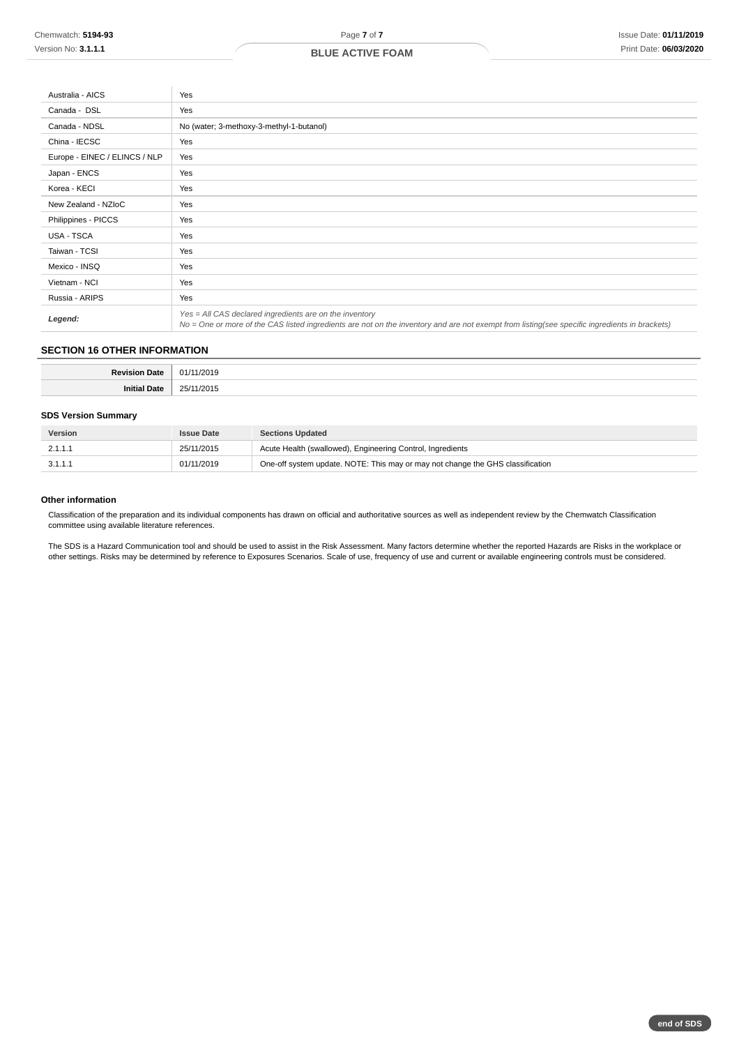| | |
|---|---|
| Australia - AICS | Yes |
| Canada - DSL | Yes |
| Canada - NDSL | No (water; 3-methoxy-3-methyl-1-butanol) |
| China - IECSC | Yes |
| Europe - EINEC / ELINCS / NLP | Yes |
| Japan - ENCS | Yes |
| Korea - KECI | Yes |
| New Zealand - NZIoC | Yes |
| Philippines - PICCS | Yes |
| USA - TSCA | Yes |
| Taiwan - TCSI | Yes |
| Mexico - INSQ | Yes |
| Vietnam - NCI | Yes |
| Russia - ARIPS | Yes |
| ***Legend:*** | *Yes = All CAS declared ingredients are on the inventory*<br>*No = One or more of the CAS listed ingredients are not on the inventory and are not exempt from listing(see specific ingredients in brackets)* |

## SECTION 16 OTHER INFORMATION

| | |
|---|---|
| **Revision Date** | 01/11/2019 |
| **Initial Date** | 25/11/2015 |

### SDS Version Summary

| Version | Issue Date | Sections Updated |
|---|---|---|
| 2.1.1.1 | 25/11/2015 | Acute Health (swallowed), Engineering Control, Ingredients |
| 3.1.1.1 | 01/11/2019 | One-off system update. NOTE: This may or may not change the GHS classification |

### Other information

Classification of the preparation and its individual components has drawn on official and authoritative sources as well as independent review by the Chemwatch Classification committee using available literature references.

The SDS is a Hazard Communication tool and should be used to assist in the Risk Assessment. Many factors determine whether the reported Hazards are Risks in the workplace or other settings. Risks may be determined by reference to Exposures Scenarios. Scale of use, frequency of use and current or available engineering controls must be considered.

**end of SDS**